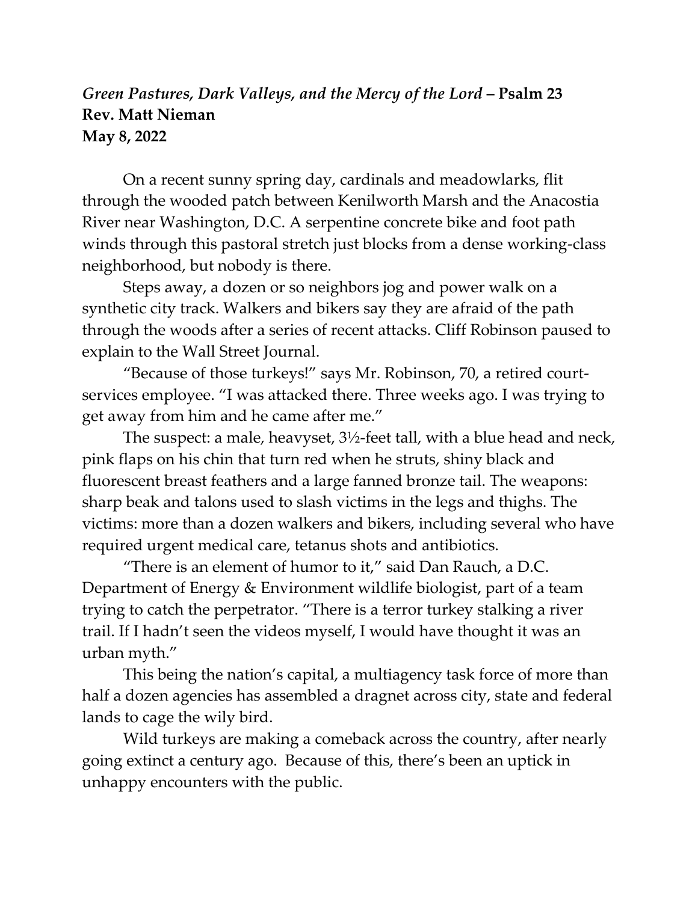*Green Pastures, Dark Valleys, and the Mercy of the Lord* **– Psalm 23**
**Rev. Matt Nieman**
**May 8, 2022**

On a recent sunny spring day, cardinals and meadowlarks, flit through the wooded patch between Kenilworth Marsh and the Anacostia River near Washington, D.C. A serpentine concrete bike and foot path winds through this pastoral stretch just blocks from a dense working-class neighborhood, but nobody is there.

Steps away, a dozen or so neighbors jog and power walk on a synthetic city track. Walkers and bikers say they are afraid of the path through the woods after a series of recent attacks. Cliff Robinson paused to explain to the Wall Street Journal.

"Because of those turkeys!" says Mr. Robinson, 70, a retired court-services employee. "I was attacked there. Three weeks ago. I was trying to get away from him and he came after me."

The suspect: a male, heavyset, 3½-feet tall, with a blue head and neck, pink flaps on his chin that turn red when he struts, shiny black and fluorescent breast feathers and a large fanned bronze tail. The weapons: sharp beak and talons used to slash victims in the legs and thighs. The victims: more than a dozen walkers and bikers, including several who have required urgent medical care, tetanus shots and antibiotics.

"There is an element of humor to it," said Dan Rauch, a D.C. Department of Energy & Environment wildlife biologist, part of a team trying to catch the perpetrator. "There is a terror turkey stalking a river trail. If I hadn't seen the videos myself, I would have thought it was an urban myth."

This being the nation's capital, a multiagency task force of more than half a dozen agencies has assembled a dragnet across city, state and federal lands to cage the wily bird.

Wild turkeys are making a comeback across the country, after nearly going extinct a century ago. Because of this, there's been an uptick in unhappy encounters with the public.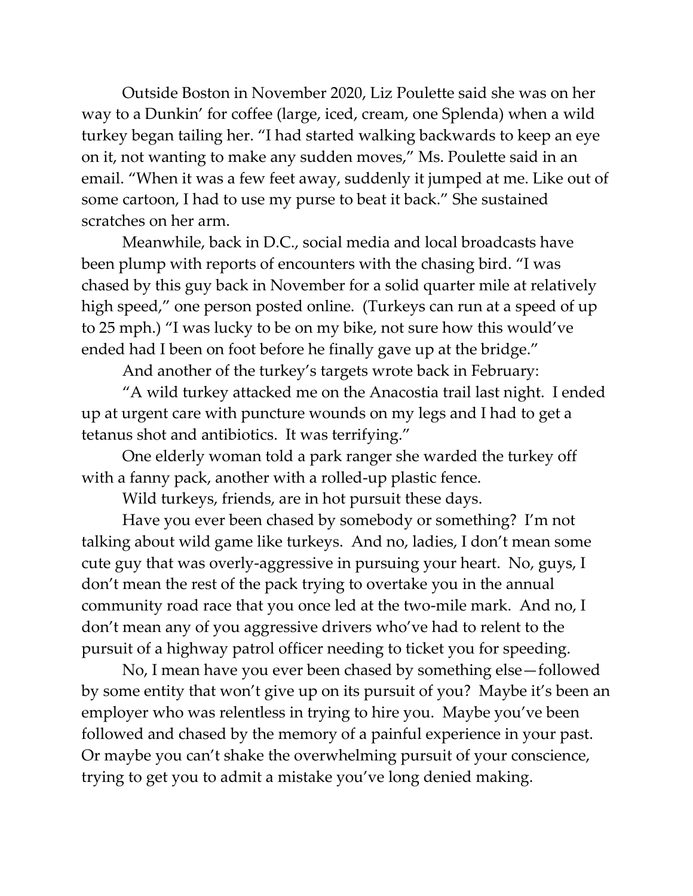Outside Boston in November 2020, Liz Poulette said she was on her way to a Dunkin' for coffee (large, iced, cream, one Splenda) when a wild turkey began tailing her. "I had started walking backwards to keep an eye on it, not wanting to make any sudden moves," Ms. Poulette said in an email. "When it was a few feet away, suddenly it jumped at me. Like out of some cartoon, I had to use my purse to beat it back." She sustained scratches on her arm.

Meanwhile, back in D.C., social media and local broadcasts have been plump with reports of encounters with the chasing bird. "I was chased by this guy back in November for a solid quarter mile at relatively high speed," one person posted online. (Turkeys can run at a speed of up to 25 mph.) "I was lucky to be on my bike, not sure how this would've ended had I been on foot before he finally gave up at the bridge."

And another of the turkey's targets wrote back in February:

"A wild turkey attacked me on the Anacostia trail last night. I ended up at urgent care with puncture wounds on my legs and I had to get a tetanus shot and antibiotics. It was terrifying."

One elderly woman told a park ranger she warded the turkey off with a fanny pack, another with a rolled-up plastic fence.

Wild turkeys, friends, are in hot pursuit these days.

Have you ever been chased by somebody or something? I'm not talking about wild game like turkeys. And no, ladies, I don't mean some cute guy that was overly-aggressive in pursuing your heart. No, guys, I don't mean the rest of the pack trying to overtake you in the annual community road race that you once led at the two-mile mark. And no, I don't mean any of you aggressive drivers who've had to relent to the pursuit of a highway patrol officer needing to ticket you for speeding.

No, I mean have you ever been chased by something else—followed by some entity that won't give up on its pursuit of you? Maybe it's been an employer who was relentless in trying to hire you. Maybe you've been followed and chased by the memory of a painful experience in your past. Or maybe you can't shake the overwhelming pursuit of your conscience, trying to get you to admit a mistake you've long denied making.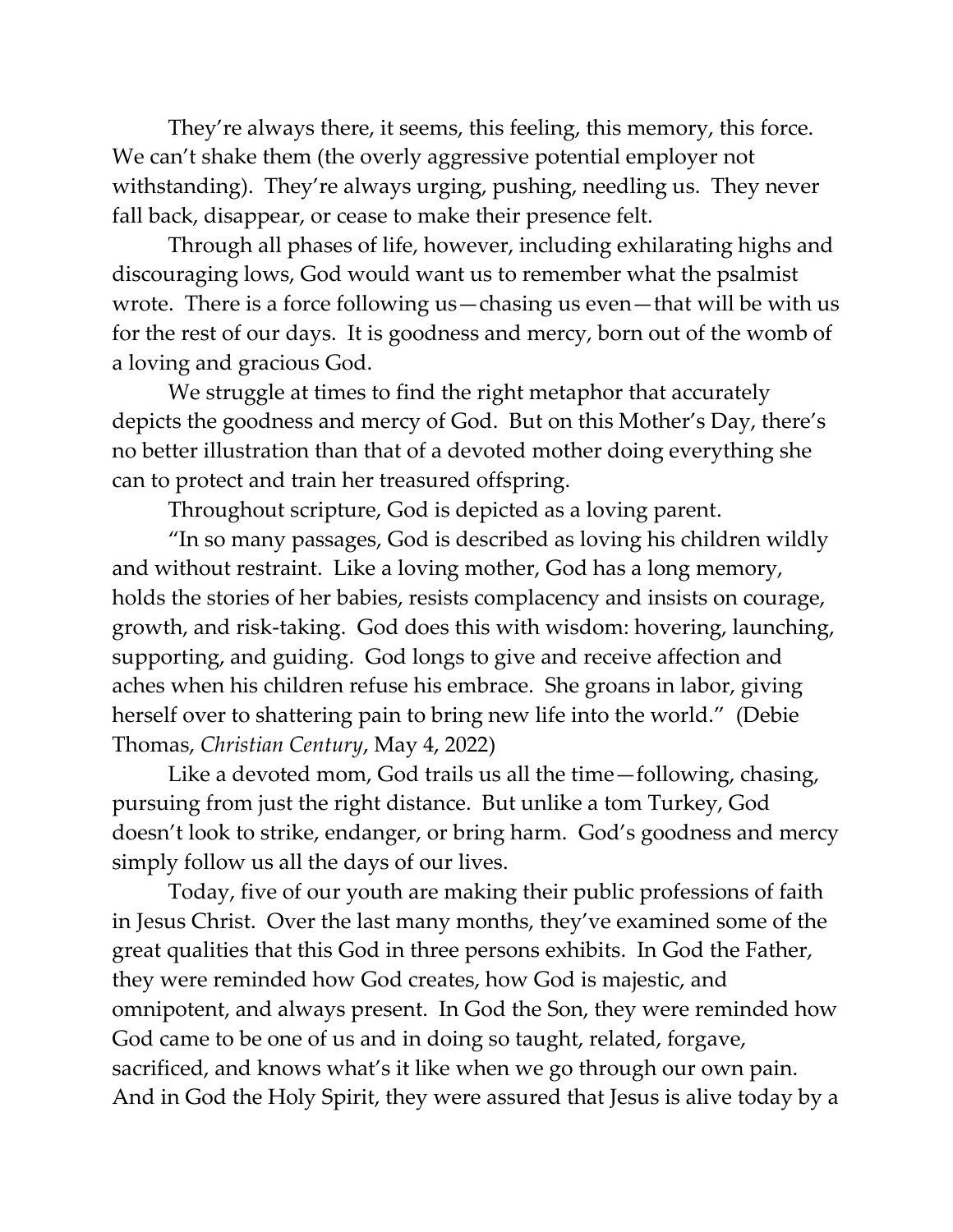They're always there, it seems, this feeling, this memory, this force. We can't shake them (the overly aggressive potential employer not withstanding). They're always urging, pushing, needling us. They never fall back, disappear, or cease to make their presence felt.

Through all phases of life, however, including exhilarating highs and discouraging lows, God would want us to remember what the psalmist wrote. There is a force following us—chasing us even—that will be with us for the rest of our days. It is goodness and mercy, born out of the womb of a loving and gracious God.

We struggle at times to find the right metaphor that accurately depicts the goodness and mercy of God. But on this Mother's Day, there's no better illustration than that of a devoted mother doing everything she can to protect and train her treasured offspring.

Throughout scripture, God is depicted as a loving parent.

"In so many passages, God is described as loving his children wildly and without restraint. Like a loving mother, God has a long memory, holds the stories of her babies, resists complacency and insists on courage, growth, and risk-taking. God does this with wisdom: hovering, launching, supporting, and guiding. God longs to give and receive affection and aches when his children refuse his embrace. She groans in labor, giving herself over to shattering pain to bring new life into the world." (Debie Thomas, *Christian Century*, May 4, 2022)

Like a devoted mom, God trails us all the time—following, chasing, pursuing from just the right distance. But unlike a tom Turkey, God doesn't look to strike, endanger, or bring harm. God's goodness and mercy simply follow us all the days of our lives.

Today, five of our youth are making their public professions of faith in Jesus Christ. Over the last many months, they've examined some of the great qualities that this God in three persons exhibits. In God the Father, they were reminded how God creates, how God is majestic, and omnipotent, and always present. In God the Son, they were reminded how God came to be one of us and in doing so taught, related, forgave, sacrificed, and knows what's it like when we go through our own pain. And in God the Holy Spirit, they were assured that Jesus is alive today by a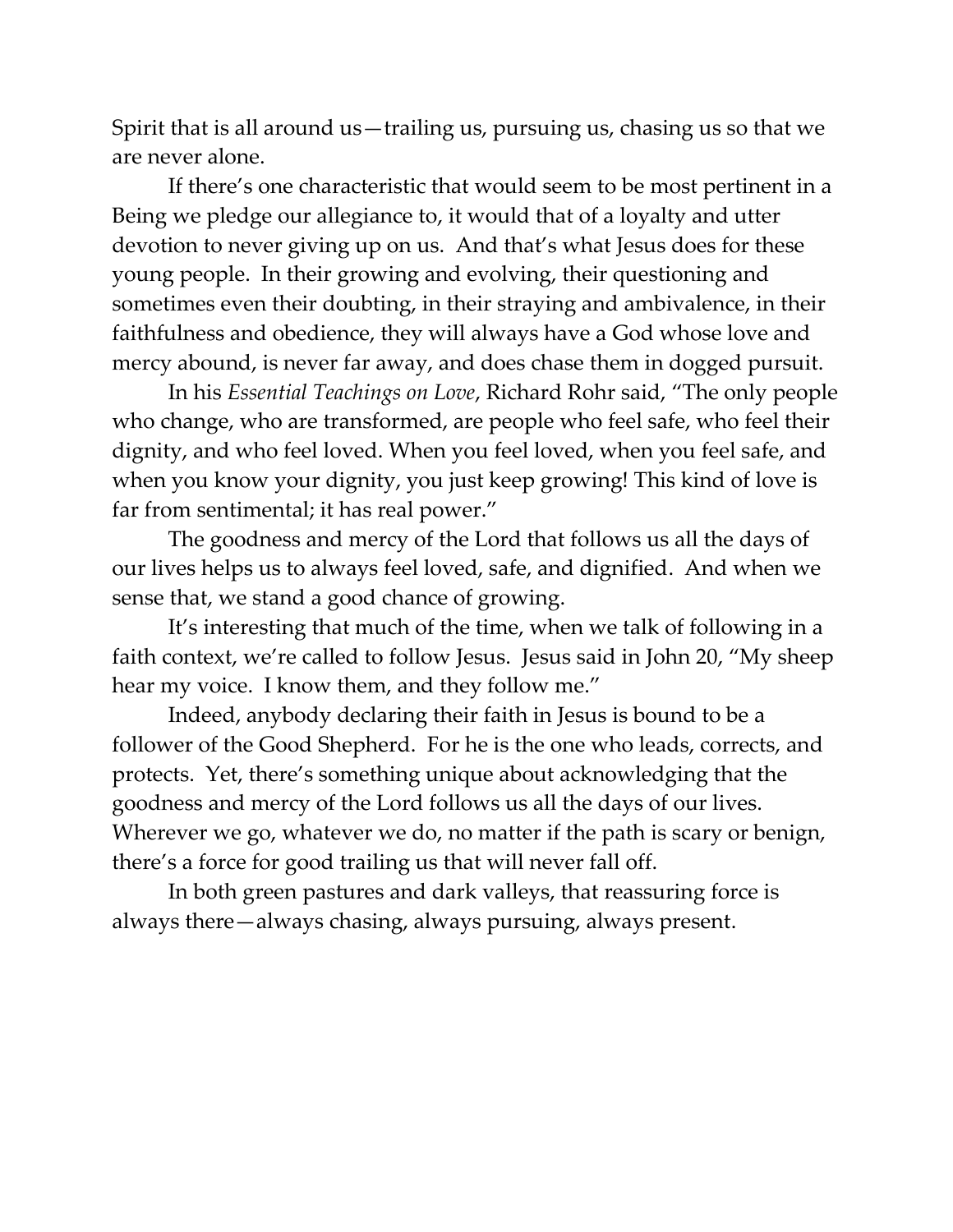Spirit that is all around us—trailing us, pursuing us, chasing us so that we are never alone.

If there's one characteristic that would seem to be most pertinent in a Being we pledge our allegiance to, it would that of a loyalty and utter devotion to never giving up on us. And that's what Jesus does for these young people. In their growing and evolving, their questioning and sometimes even their doubting, in their straying and ambivalence, in their faithfulness and obedience, they will always have a God whose love and mercy abound, is never far away, and does chase them in dogged pursuit.

In his *Essential Teachings on Love*, Richard Rohr said, "The only people who change, who are transformed, are people who feel safe, who feel their dignity, and who feel loved. When you feel loved, when you feel safe, and when you know your dignity, you just keep growing! This kind of love is far from sentimental; it has real power."

The goodness and mercy of the Lord that follows us all the days of our lives helps us to always feel loved, safe, and dignified. And when we sense that, we stand a good chance of growing.

It's interesting that much of the time, when we talk of following in a faith context, we're called to follow Jesus. Jesus said in John 20, "My sheep hear my voice. I know them, and they follow me."

Indeed, anybody declaring their faith in Jesus is bound to be a follower of the Good Shepherd. For he is the one who leads, corrects, and protects. Yet, there's something unique about acknowledging that the goodness and mercy of the Lord follows us all the days of our lives. Wherever we go, whatever we do, no matter if the path is scary or benign, there's a force for good trailing us that will never fall off.

In both green pastures and dark valleys, that reassuring force is always there—always chasing, always pursuing, always present.